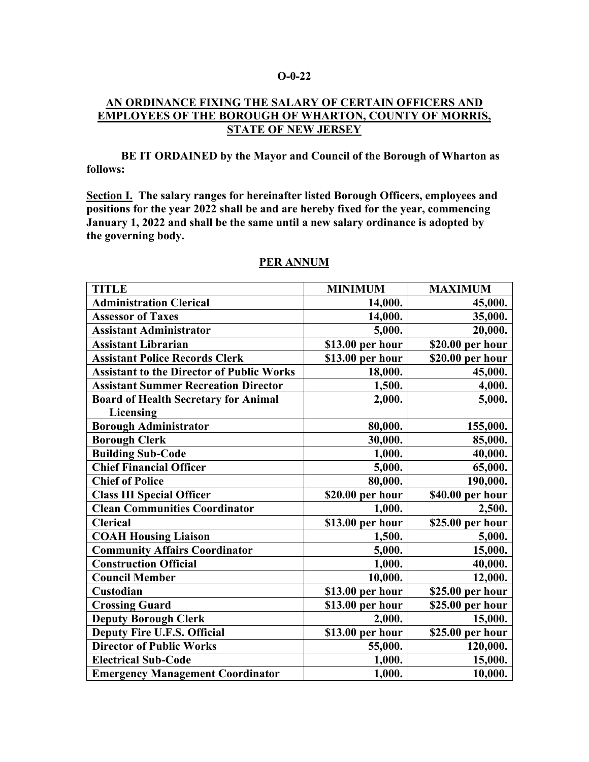**O-0-22**

## AN ORDINANCE FIXING THE SALARY OF CERTAIN OFFICERS AND EMPLOYEES OF THE BOROUGH OF WHARTON, COUNTY OF MORRIS, STATE OF NEW JERSEY

**BE IT ORDAINED by the Mayor and Council of the Borough of Wharton as follows:**

**Section I. The salary ranges for hereinafter listed Borough Officers, employees and positions for the year 2022 shall be and are hereby fixed for the year, commencing January 1, 2022 and shall be the same until a new salary ordinance is adopted by the governing body.**

**PER ANNUM**

| TITLE | MINIMUM | MAXIMUM |
|---|---:|---:|
| Administration Clerical | 14,000. | 45,000. |
| Assessor of Taxes | 14,000. | 35,000. |
| Assistant Administrator | 5,000. | 20,000. |
| Assistant Librarian | $13.00 per hour | $20.00 per hour |
| Assistant Police Records Clerk | $13.00 per hour | $20.00 per hour |
| Assistant to the Director of Public Works | 18,000. | 45,000. |
| Assistant Summer Recreation Director | 1,500. | 4,000. |
| Board of Health Secretary for Animal Licensing | 2,000. | 5,000. |
| Borough Administrator | 80,000. | 155,000. |
| Borough Clerk | 30,000. | 85,000. |
| Building Sub-Code | 1,000. | 40,000. |
| Chief Financial Officer | 5,000. | 65,000. |
| Chief of Police | 80,000. | 190,000. |
| Class III Special Officer | $20.00 per hour | $40.00 per hour |
| Clean Communities Coordinator | 1,000. | 2,500. |
| Clerical | $13.00 per hour | $25.00 per hour |
| COAH Housing Liaison | 1,500. | 5,000. |
| Community Affairs Coordinator | 5,000. | 15,000. |
| Construction Official | 1,000. | 40,000. |
| Council Member | 10,000. | 12,000. |
| Custodian | $13.00 per hour | $25.00 per hour |
| Crossing Guard | $13.00 per hour | $25.00 per hour |
| Deputy Borough Clerk | 2,000. | 15,000. |
| Deputy Fire U.F.S. Official | $13.00 per hour | $25.00 per hour |
| Director of Public Works | 55,000. | 120,000. |
| Electrical Sub-Code | 1,000. | 15,000. |
| Emergency Management Coordinator | 1,000. | 10,000. |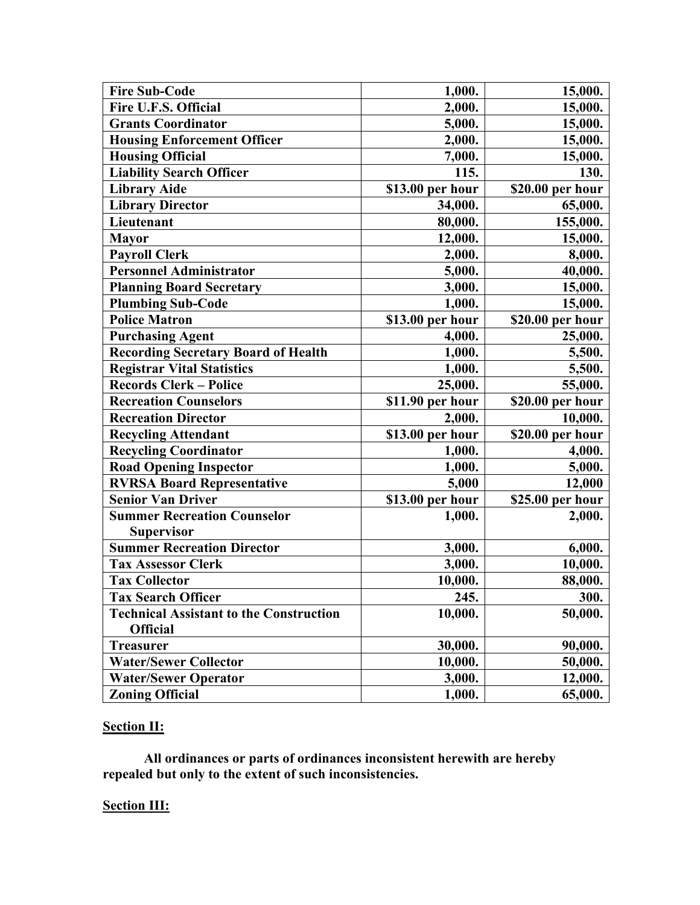| Fire Sub-Code | 1,000. | 15,000. |
|---|---|---|
| Fire U.F.S. Official | 2,000. | 15,000. |
| Grants Coordinator | 5,000. | 15,000. |
| Housing Enforcement Officer | 2,000. | 15,000. |
| Housing Official | 7,000. | 15,000. |
| Liability Search Officer | 115. | 130. |
| Library Aide | $13.00 per hour | $20.00 per hour |
| Library Director | 34,000. | 65,000. |
| Lieutenant | 80,000. | 155,000. |
| Mayor | 12,000. | 15,000. |
| Payroll Clerk | 2,000. | 8,000. |
| Personnel Administrator | 5,000. | 40,000. |
| Planning Board Secretary | 3,000. | 15,000. |
| Plumbing Sub-Code | 1,000. | 15,000. |
| Police Matron | $13.00 per hour | $20.00 per hour |
| Purchasing Agent | 4,000. | 25,000. |
| Recording Secretary Board of Health | 1,000. | 5,500. |
| Registrar Vital Statistics | 1,000. | 5,500. |
| Records Clerk – Police | 25,000. | 55,000. |
| Recreation Counselors | $11.90 per hour | $20.00 per hour |
| Recreation Director | 2,000. | 10,000. |
| Recycling Attendant | $13.00 per hour | $20.00 per hour |
| Recycling Coordinator | 1,000. | 4,000. |
| Road Opening Inspector | 1,000. | 5,000. |
| RVRSA Board Representative | 5,000 | 12,000 |
| Senior Van Driver | $13.00 per hour | $25.00 per hour |
| Summer Recreation Counselor Supervisor | 1,000. | 2,000. |
| Summer Recreation Director | 3,000. | 6,000. |
| Tax Assessor Clerk | 3,000. | 10,000. |
| Tax Collector | 10,000. | 88,000. |
| Tax Search Officer | 245. | 300. |
| Technical Assistant to the Construction Official | 10,000. | 50,000. |
| Treasurer | 30,000. | 90,000. |
| Water/Sewer Collector | 10,000. | 50,000. |
| Water/Sewer Operator | 3,000. | 12,000. |
| Zoning Official | 1,000. | 65,000. |

**Section II:**

**All ordinances or parts of ordinances inconsistent herewith are hereby repealed but only to the extent of such inconsistencies.**

**Section III:**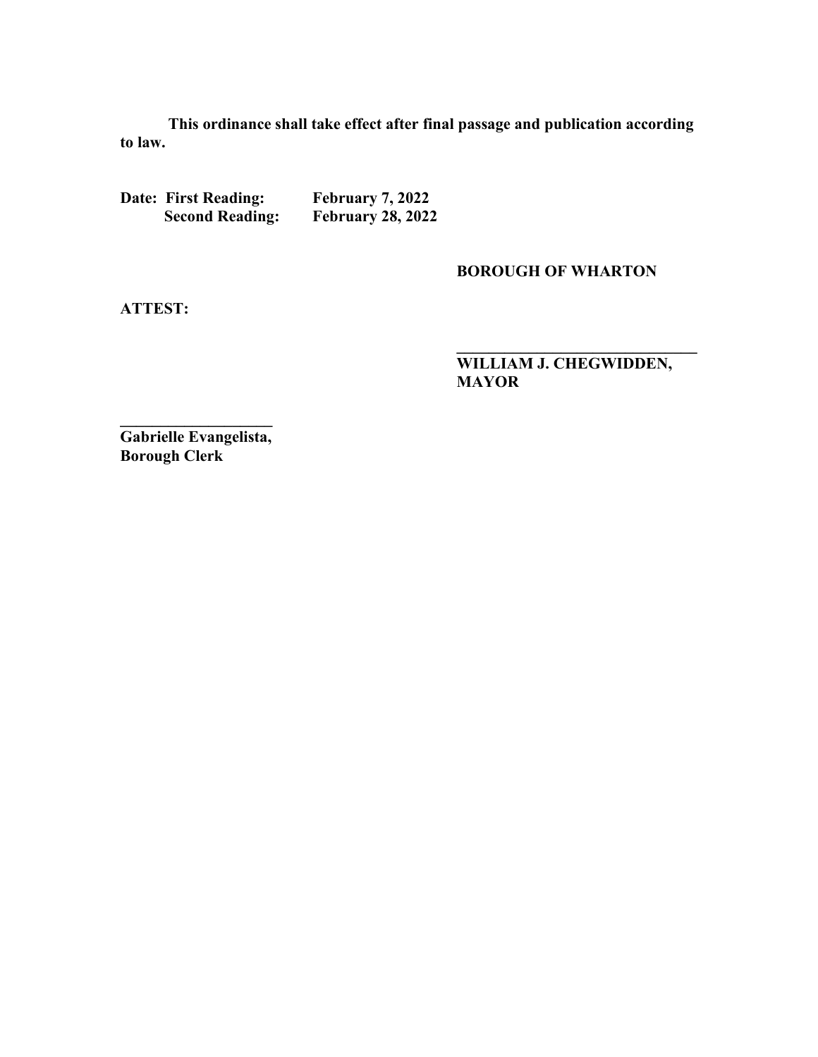**This ordinance shall take effect after final passage and publication according to law.**

**Date: First Reading: February 7, 2022**
**Second Reading: February 28, 2022**

**BOROUGH OF WHARTON**

**ATTEST:**

**\_\_\_\_\_\_\_\_\_\_\_\_\_\_\_\_\_\_\_\_\_\_\_\_\_\_\_\_\_\_**
**WILLIAM J. CHEGWIDDEN, MAYOR**

**\_\_\_\_\_\_\_\_\_\_\_\_\_\_\_\_\_\_\_\_**
**Gabrielle Evangelista, Borough Clerk**